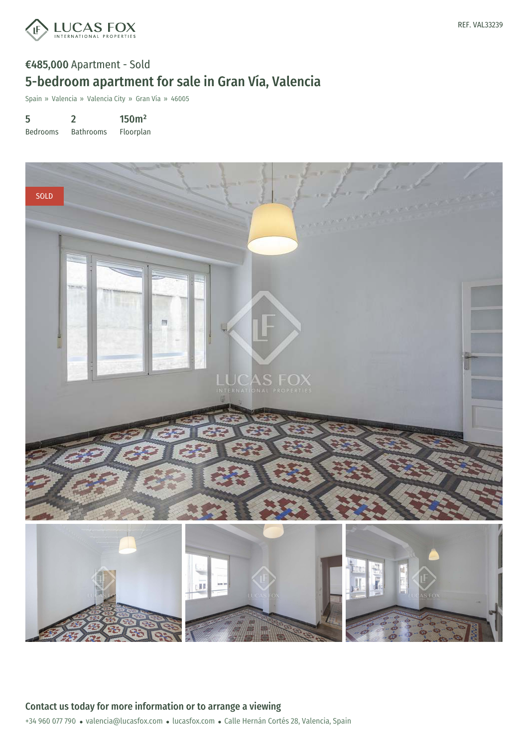REF. VAL33239

**€485,000** Apartment - Sold

# 5-bedroom apartment for sale in Gran Vía, Valencia

Spain » Valencia » Valencia City » Gran Vía » 46005

| 5 | 2 | 150m² |
|---|---|---|
| Bedrooms | Bathrooms | Floorplan |

SOLD

## Contact us today for more information or to arrange a viewing

+34 960 077 790 • valencia@lucasfox.com • lucasfox.com • Calle Hernán Cortés 28, Valencia, Spain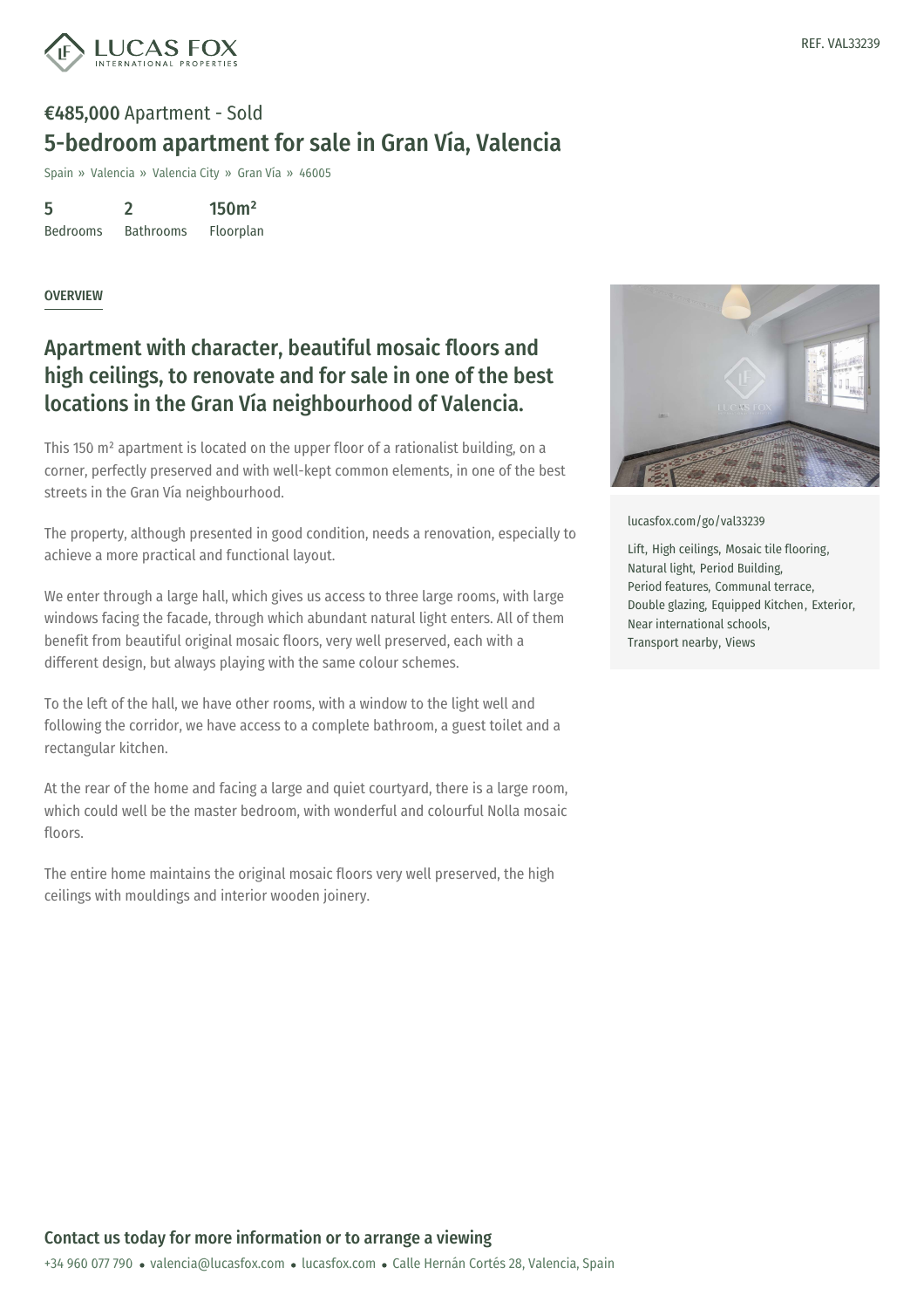REF. VAL33239

**€485,000** Apartment - Sold

# 5-bedroom apartment for sale in Gran Vía, Valencia

Spain » Valencia » Valencia City » Gran Vía » 46005

| 5 | 2 | 150m² |
|---|---|---|
| Bedrooms | Bathrooms | Floorplan |

OVERVIEW

## Apartment with character, beautiful mosaic floors and high ceilings, to renovate and for sale in one of the best locations in the Gran Vía neighbourhood of Valencia.

This 150 m² apartment is located on the upper floor of a rationalist building, on a corner, perfectly preserved and with well-kept common elements, in one of the best streets in the Gran Vía neighbourhood.

The property, although presented in good condition, needs a renovation, especially to achieve a more practical and functional layout.

We enter through a large hall, which gives us access to three large rooms, with large windows facing the facade, through which abundant natural light enters. All of them benefit from beautiful original mosaic floors, very well preserved, each with a different design, but always playing with the same colour schemes.

To the left of the hall, we have other rooms, with a window to the light well and following the corridor, we have access to a complete bathroom, a guest toilet and a rectangular kitchen.

At the rear of the home and facing a large and quiet courtyard, there is a large room, which could well be the master bedroom, with wonderful and colourful Nolla mosaic floors.

The entire home maintains the original mosaic floors very well preserved, the high ceilings with mouldings and interior wooden joinery.

lucasfox.com/go/val33239

Lift, High ceilings, Mosaic tile flooring, Natural light, Period Building, Period features, Communal terrace, Double glazing, Equipped Kitchen, Exterior, Near international schools, Transport nearby, Views

**Contact us today for more information or to arrange a viewing**

+34 960 077 790 • valencia@lucasfox.com • lucasfox.com • Calle Hernán Cortés 28, Valencia, Spain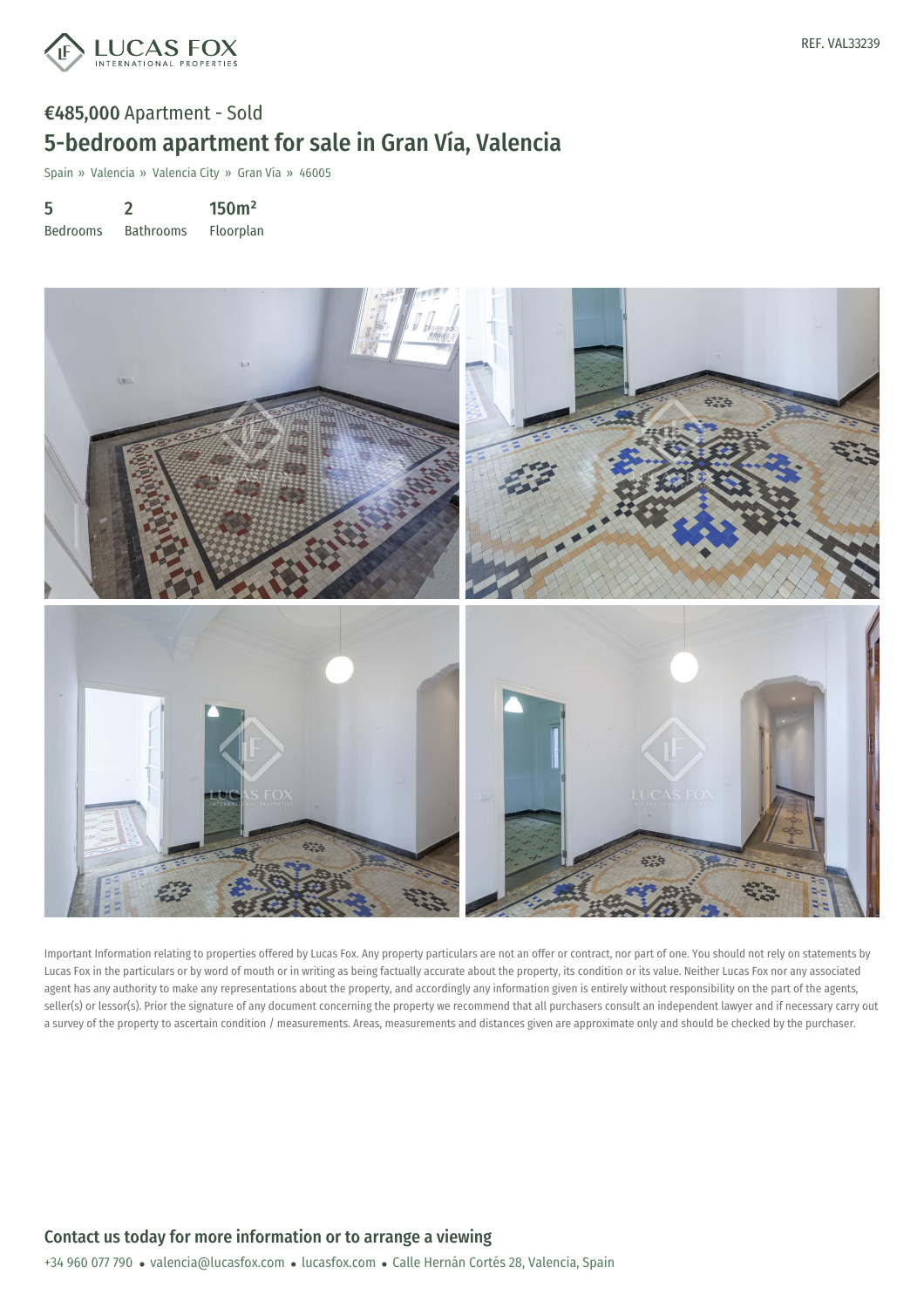REF. VAL33239

**€485,000** Apartment - Sold

# 5-bedroom apartment for sale in Gran Vía, Valencia

Spain » Valencia » Valencia City » Gran Vía » 46005

| 5 | 2 | 150m² |
|---|---|---|
| Bedrooms | Bathrooms | Floorplan |

Important Information relating to properties offered by Lucas Fox. Any property particulars are not an offer or contract, nor part of one. You should not rely on statements by Lucas Fox in the particulars or by word of mouth or in writing as being factually accurate about the property, its condition or its value. Neither Lucas Fox nor any associated agent has any authority to make any representations about the property, and accordingly any information given is entirely without responsibility on the part of the agents, seller(s) or lessor(s). Prior the signature of any document concerning the property we recommend that all purchasers consult an independent lawyer and if necessary carry out a survey of the property to ascertain condition / measurements. Areas, measurements and distances given are approximate only and should be checked by the purchaser.

## Contact us today for more information or to arrange a viewing

+34 960 077 790 • valencia@lucasfox.com • lucasfox.com • Calle Hernán Cortés 28, Valencia, Spain